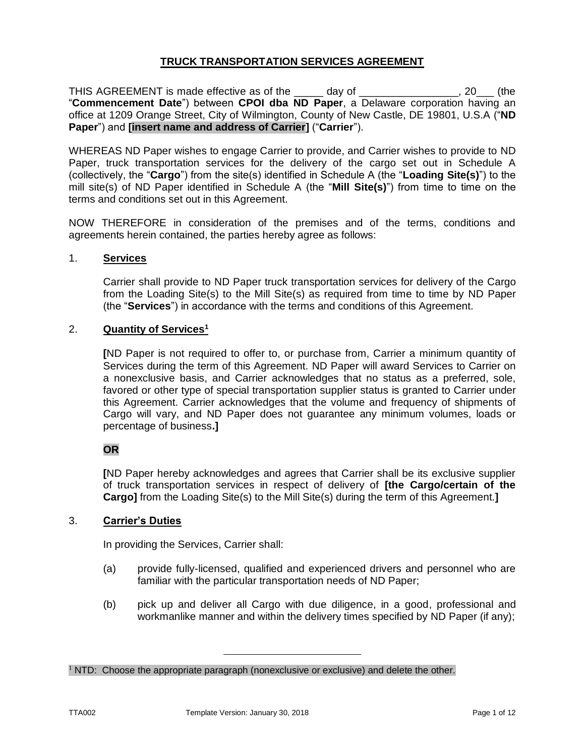# TRUCK TRANSPORTATION SERVICES AGREEMENT

THIS AGREEMENT is made effective as of the _____ day of ________________, 20___ (the "**Commencement Date**") between **CPOI dba ND Paper**, a Delaware corporation having an office at 1209 Orange Street, City of Wilmington, County of New Castle, DE 19801, U.S.A ("**ND Paper**") and **[insert name and address of Carrier]** ("**Carrier**").

WHEREAS ND Paper wishes to engage Carrier to provide, and Carrier wishes to provide to ND Paper, truck transportation services for the delivery of the cargo set out in Schedule A (collectively, the "**Cargo**") from the site(s) identified in Schedule A (the "**Loading Site(s)**") to the mill site(s) of ND Paper identified in Schedule A (the "**Mill Site(s)**") from time to time on the terms and conditions set out in this Agreement.

NOW THEREFORE in consideration of the premises and of the terms, conditions and agreements herein contained, the parties hereby agree as follows:

## 1. Services

Carrier shall provide to ND Paper truck transportation services for delivery of the Cargo from the Loading Site(s) to the Mill Site(s) as required from time to time by ND Paper (the "**Services**") in accordance with the terms and conditions of this Agreement.

## 2. Quantity of Services[1]

**[**ND Paper is not required to offer to, or purchase from, Carrier a minimum quantity of Services during the term of this Agreement. ND Paper will award Services to Carrier on a nonexclusive basis, and Carrier acknowledges that no status as a preferred, sole, favored or other type of special transportation supplier status is granted to Carrier under this Agreement. Carrier acknowledges that the volume and frequency of shipments of Cargo will vary, and ND Paper does not guarantee any minimum volumes, loads or percentage of business.**]**

**OR**

**[**ND Paper hereby acknowledges and agrees that Carrier shall be its exclusive supplier of truck transportation services in respect of delivery of **[the Cargo/certain of the Cargo]** from the Loading Site(s) to the Mill Site(s) during the term of this Agreement.**]**

## 3. Carrier's Duties

In providing the Services, Carrier shall:

(a) provide fully-licensed, qualified and experienced drivers and personnel who are familiar with the particular transportation needs of ND Paper;

(b) pick up and deliver all Cargo with due diligence, in a good, professional and workmanlike manner and within the delivery times specified by ND Paper (if any);

---

[1] NTD: Choose the appropriate paragraph (nonexclusive or exclusive) and delete the other.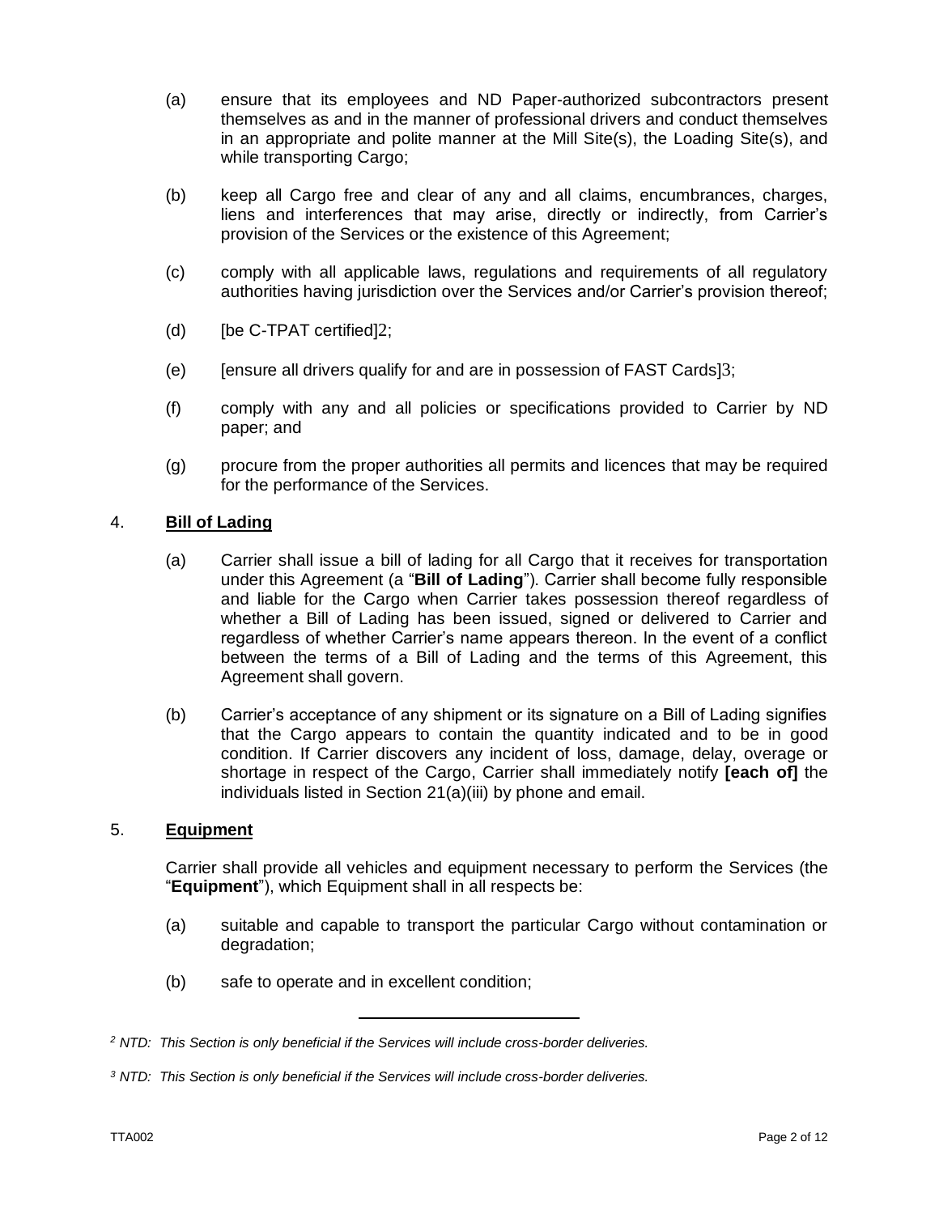(a) ensure that its employees and ND Paper-authorized subcontractors present themselves as and in the manner of professional drivers and conduct themselves in an appropriate and polite manner at the Mill Site(s), the Loading Site(s), and while transporting Cargo;

(b) keep all Cargo free and clear of any and all claims, encumbrances, charges, liens and interferences that may arise, directly or indirectly, from Carrier's provision of the Services or the existence of this Agreement;

(c) comply with all applicable laws, regulations and requirements of all regulatory authorities having jurisdiction over the Services and/or Carrier's provision thereof;

(d) [be C-TPAT certified][2];

(e) [ensure all drivers qualify for and are in possession of FAST Cards][3];

(f) comply with any and all policies or specifications provided to Carrier by ND paper; and

(g) procure from the proper authorities all permits and licences that may be required for the performance of the Services.

4. **Bill of Lading**

(a) Carrier shall issue a bill of lading for all Cargo that it receives for transportation under this Agreement (a "**Bill of Lading**"). Carrier shall become fully responsible and liable for the Cargo when Carrier takes possession thereof regardless of whether a Bill of Lading has been issued, signed or delivered to Carrier and regardless of whether Carrier's name appears thereon. In the event of a conflict between the terms of a Bill of Lading and the terms of this Agreement, this Agreement shall govern.

(b) Carrier's acceptance of any shipment or its signature on a Bill of Lading signifies that the Cargo appears to contain the quantity indicated and to be in good condition. If Carrier discovers any incident of loss, damage, delay, overage or shortage in respect of the Cargo, Carrier shall immediately notify **[each of]** the individuals listed in Section 21(a)(iii) by phone and email.

5. **Equipment**

Carrier shall provide all vehicles and equipment necessary to perform the Services (the "**Equipment**"), which Equipment shall in all respects be:

(a) suitable and capable to transport the particular Cargo without contamination or degradation;

(b) safe to operate and in excellent condition;

---

[2] *NTD: This Section is only beneficial if the Services will include cross-border deliveries.*

[3] *NTD: This Section is only beneficial if the Services will include cross-border deliveries.*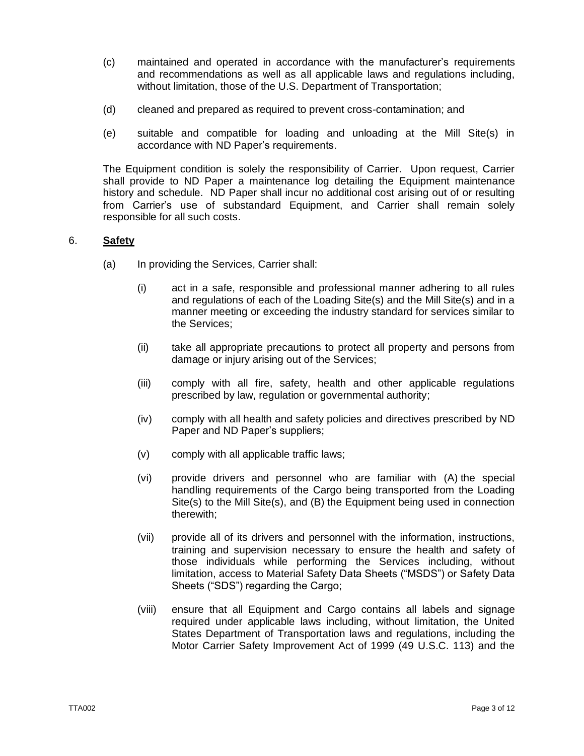(c) maintained and operated in accordance with the manufacturer's requirements and recommendations as well as all applicable laws and regulations including, without limitation, those of the U.S. Department of Transportation;

(d) cleaned and prepared as required to prevent cross-contamination; and

(e) suitable and compatible for loading and unloading at the Mill Site(s) in accordance with ND Paper's requirements.

The Equipment condition is solely the responsibility of Carrier. Upon request, Carrier shall provide to ND Paper a maintenance log detailing the Equipment maintenance history and schedule. ND Paper shall incur no additional cost arising out of or resulting from Carrier's use of substandard Equipment, and Carrier shall remain solely responsible for all such costs.

6. **Safety**

(a) In providing the Services, Carrier shall:

(i) act in a safe, responsible and professional manner adhering to all rules and regulations of each of the Loading Site(s) and the Mill Site(s) and in a manner meeting or exceeding the industry standard for services similar to the Services;

(ii) take all appropriate precautions to protect all property and persons from damage or injury arising out of the Services;

(iii) comply with all fire, safety, health and other applicable regulations prescribed by law, regulation or governmental authority;

(iv) comply with all health and safety policies and directives prescribed by ND Paper and ND Paper's suppliers;

(v) comply with all applicable traffic laws;

(vi) provide drivers and personnel who are familiar with (A) the special handling requirements of the Cargo being transported from the Loading Site(s) to the Mill Site(s), and (B) the Equipment being used in connection therewith;

(vii) provide all of its drivers and personnel with the information, instructions, training and supervision necessary to ensure the health and safety of those individuals while performing the Services including, without limitation, access to Material Safety Data Sheets ("MSDS") or Safety Data Sheets ("SDS") regarding the Cargo;

(viii) ensure that all Equipment and Cargo contains all labels and signage required under applicable laws including, without limitation, the United States Department of Transportation laws and regulations, including the Motor Carrier Safety Improvement Act of 1999 (49 U.S.C. 113) and the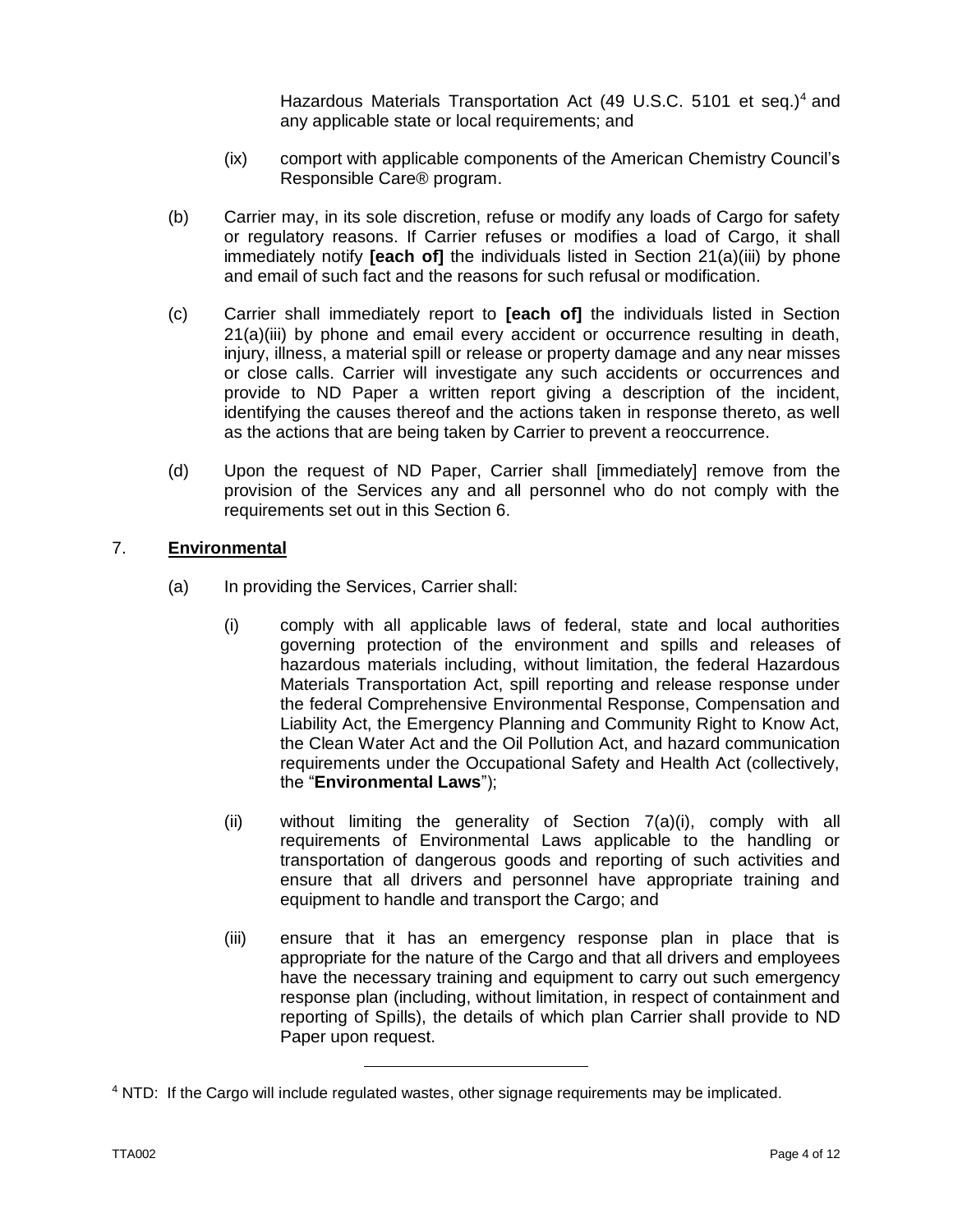Hazardous Materials Transportation Act (49 U.S.C. 5101 et seq.)[4] and any applicable state or local requirements; and

(ix) comport with applicable components of the American Chemistry Council's Responsible Care® program.

(b) Carrier may, in its sole discretion, refuse or modify any loads of Cargo for safety or regulatory reasons. If Carrier refuses or modifies a load of Cargo, it shall immediately notify **[each of]** the individuals listed in Section 21(a)(iii) by phone and email of such fact and the reasons for such refusal or modification.

(c) Carrier shall immediately report to **[each of]** the individuals listed in Section 21(a)(iii) by phone and email every accident or occurrence resulting in death, injury, illness, a material spill or release or property damage and any near misses or close calls. Carrier will investigate any such accidents or occurrences and provide to ND Paper a written report giving a description of the incident, identifying the causes thereof and the actions taken in response thereto, as well as the actions that are being taken by Carrier to prevent a reoccurrence.

(d) Upon the request of ND Paper, Carrier shall [immediately] remove from the provision of the Services any and all personnel who do not comply with the requirements set out in this Section 6.

7. **Environmental**

(a) In providing the Services, Carrier shall:

(i) comply with all applicable laws of federal, state and local authorities governing protection of the environment and spills and releases of hazardous materials including, without limitation, the federal Hazardous Materials Transportation Act, spill reporting and release response under the federal Comprehensive Environmental Response, Compensation and Liability Act, the Emergency Planning and Community Right to Know Act, the Clean Water Act and the Oil Pollution Act, and hazard communication requirements under the Occupational Safety and Health Act (collectively, the "**Environmental Laws**");

(ii) without limiting the generality of Section 7(a)(i), comply with all requirements of Environmental Laws applicable to the handling or transportation of dangerous goods and reporting of such activities and ensure that all drivers and personnel have appropriate training and equipment to handle and transport the Cargo; and

(iii) ensure that it has an emergency response plan in place that is appropriate for the nature of the Cargo and that all drivers and employees have the necessary training and equipment to carry out such emergency response plan (including, without limitation, in respect of containment and reporting of Spills), the details of which plan Carrier shall provide to ND Paper upon request.

---

[4] NTD: If the Cargo will include regulated wastes, other signage requirements may be implicated.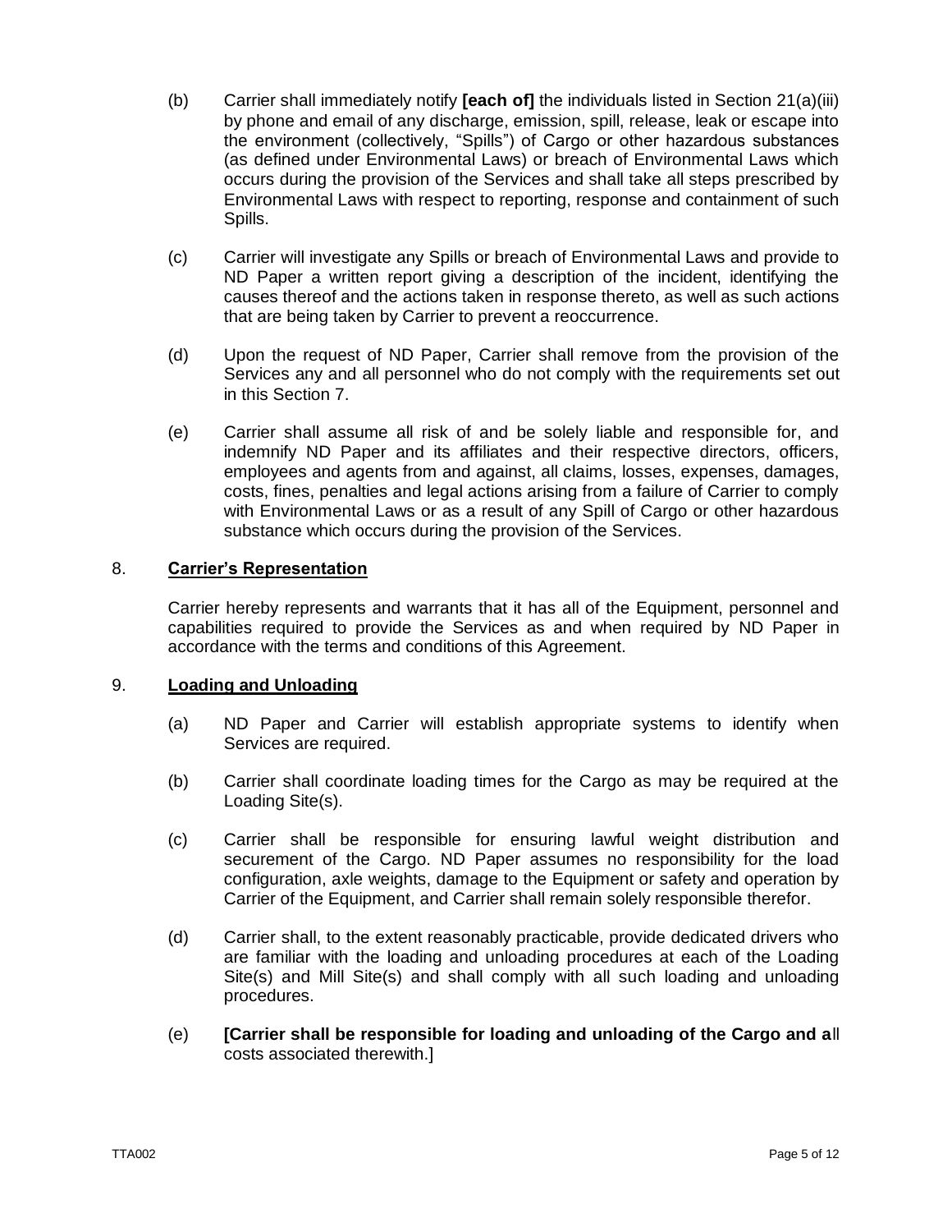(b) Carrier shall immediately notify **[each of]** the individuals listed in Section 21(a)(iii) by phone and email of any discharge, emission, spill, release, leak or escape into the environment (collectively, "Spills") of Cargo or other hazardous substances (as defined under Environmental Laws) or breach of Environmental Laws which occurs during the provision of the Services and shall take all steps prescribed by Environmental Laws with respect to reporting, response and containment of such Spills.

(c) Carrier will investigate any Spills or breach of Environmental Laws and provide to ND Paper a written report giving a description of the incident, identifying the causes thereof and the actions taken in response thereto, as well as such actions that are being taken by Carrier to prevent a reoccurrence.

(d) Upon the request of ND Paper, Carrier shall remove from the provision of the Services any and all personnel who do not comply with the requirements set out in this Section 7.

(e) Carrier shall assume all risk of and be solely liable and responsible for, and indemnify ND Paper and its affiliates and their respective directors, officers, employees and agents from and against, all claims, losses, expenses, damages, costs, fines, penalties and legal actions arising from a failure of Carrier to comply with Environmental Laws or as a result of any Spill of Cargo or other hazardous substance which occurs during the provision of the Services.

## 8. Carrier's Representation

Carrier hereby represents and warrants that it has all of the Equipment, personnel and capabilities required to provide the Services as and when required by ND Paper in accordance with the terms and conditions of this Agreement.

## 9. Loading and Unloading

(a) ND Paper and Carrier will establish appropriate systems to identify when Services are required.

(b) Carrier shall coordinate loading times for the Cargo as may be required at the Loading Site(s).

(c) Carrier shall be responsible for ensuring lawful weight distribution and securement of the Cargo. ND Paper assumes no responsibility for the load configuration, axle weights, damage to the Equipment or safety and operation by Carrier of the Equipment, and Carrier shall remain solely responsible therefor.

(d) Carrier shall, to the extent reasonably practicable, provide dedicated drivers who are familiar with the loading and unloading procedures at each of the Loading Site(s) and Mill Site(s) and shall comply with all such loading and unloading procedures.

(e) **[Carrier shall be responsible for loading and unloading of the Cargo and a**ll costs associated therewith.]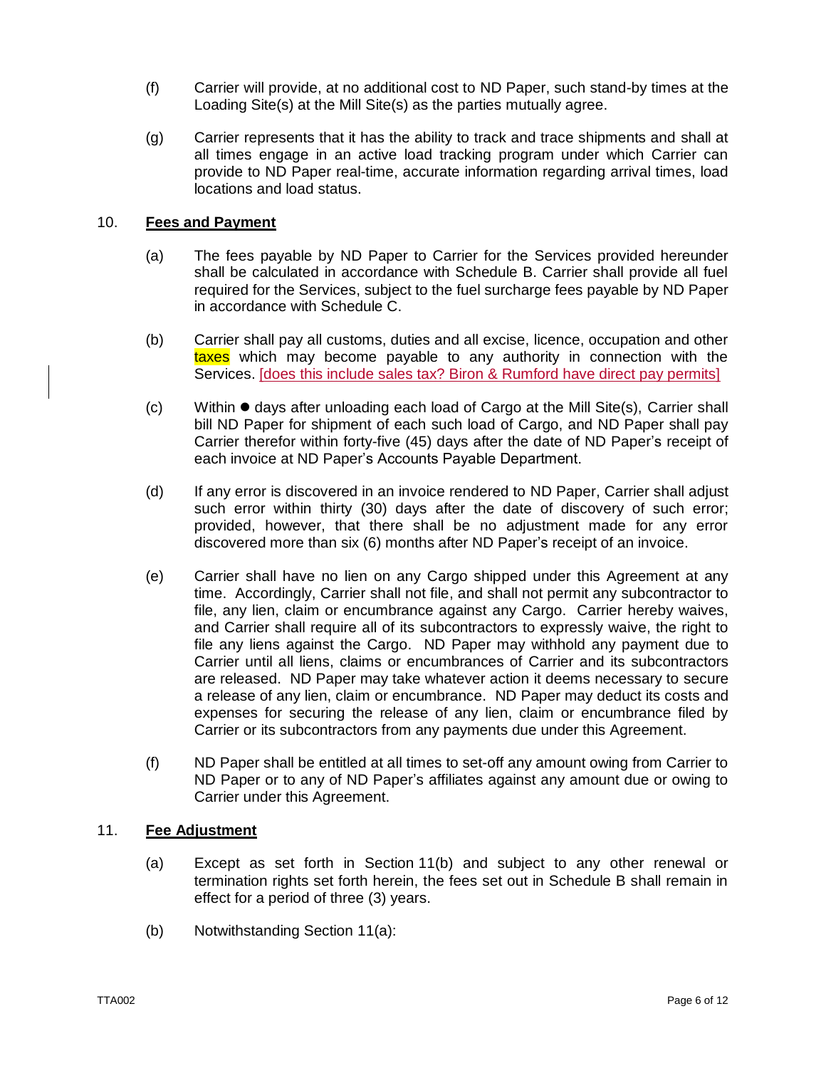(f) Carrier will provide, at no additional cost to ND Paper, such stand-by times at the Loading Site(s) at the Mill Site(s) as the parties mutually agree.

(g) Carrier represents that it has the ability to track and trace shipments and shall at all times engage in an active load tracking program under which Carrier can provide to ND Paper real-time, accurate information regarding arrival times, load locations and load status.

10. **Fees and Payment**

(a) The fees payable by ND Paper to Carrier for the Services provided hereunder shall be calculated in accordance with Schedule B. Carrier shall provide all fuel required for the Services, subject to the fuel surcharge fees payable by ND Paper in accordance with Schedule C.

(b) Carrier shall pay all customs, duties and all excise, licence, occupation and other taxes which may become payable to any authority in connection with the Services. [does this include sales tax? Biron & Rumford have direct pay permits]

(c) Within ● days after unloading each load of Cargo at the Mill Site(s), Carrier shall bill ND Paper for shipment of each such load of Cargo, and ND Paper shall pay Carrier therefor within forty-five (45) days after the date of ND Paper's receipt of each invoice at ND Paper's Accounts Payable Department.

(d) If any error is discovered in an invoice rendered to ND Paper, Carrier shall adjust such error within thirty (30) days after the date of discovery of such error; provided, however, that there shall be no adjustment made for any error discovered more than six (6) months after ND Paper's receipt of an invoice.

(e) Carrier shall have no lien on any Cargo shipped under this Agreement at any time. Accordingly, Carrier shall not file, and shall not permit any subcontractor to file, any lien, claim or encumbrance against any Cargo. Carrier hereby waives, and Carrier shall require all of its subcontractors to expressly waive, the right to file any liens against the Cargo. ND Paper may withhold any payment due to Carrier until all liens, claims or encumbrances of Carrier and its subcontractors are released. ND Paper may take whatever action it deems necessary to secure a release of any lien, claim or encumbrance. ND Paper may deduct its costs and expenses for securing the release of any lien, claim or encumbrance filed by Carrier or its subcontractors from any payments due under this Agreement.

(f) ND Paper shall be entitled at all times to set-off any amount owing from Carrier to ND Paper or to any of ND Paper's affiliates against any amount due or owing to Carrier under this Agreement.

11. **Fee Adjustment**

(a) Except as set forth in Section 11(b) and subject to any other renewal or termination rights set forth herein, the fees set out in Schedule B shall remain in effect for a period of three (3) years.

(b) Notwithstanding Section 11(a):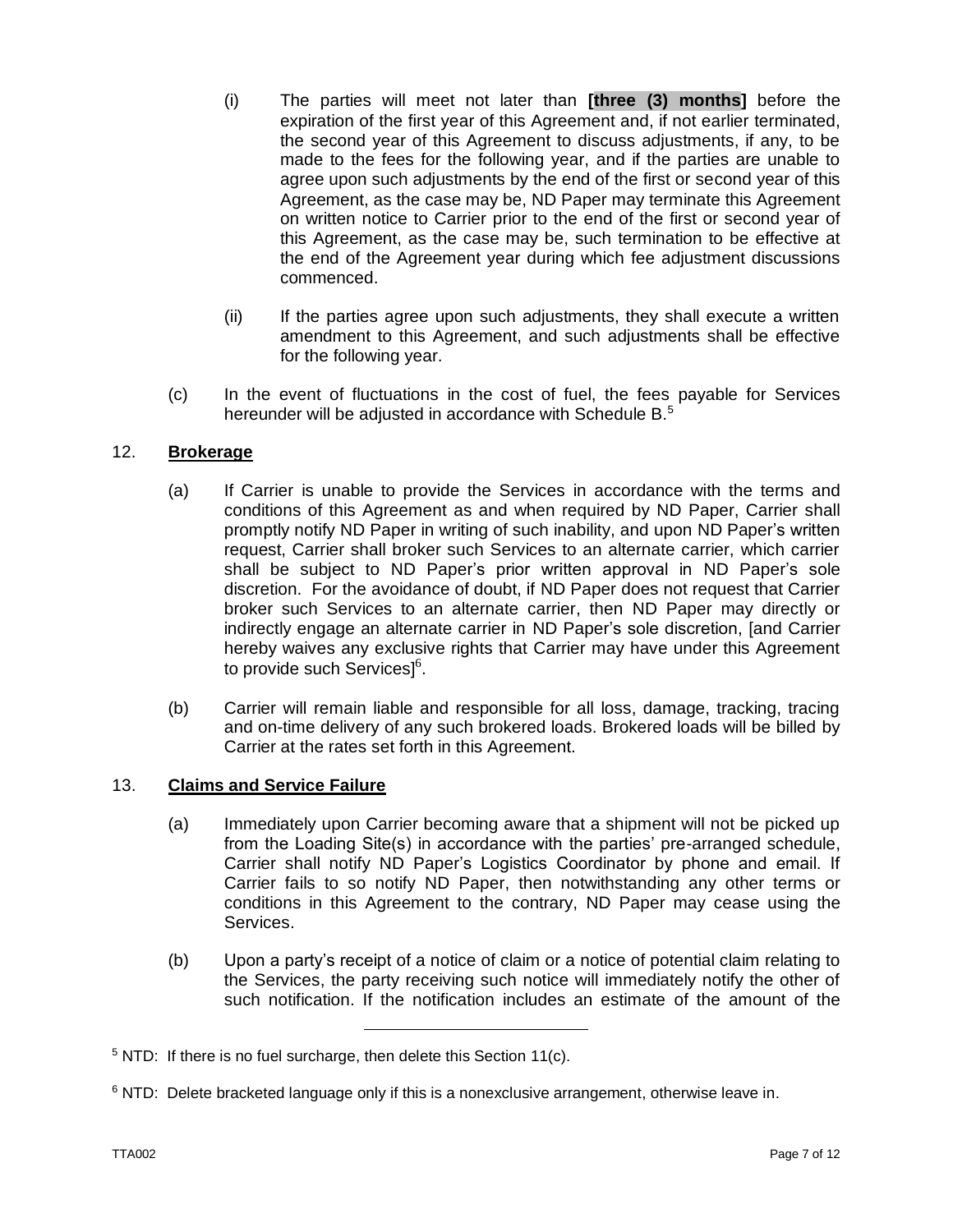(i) The parties will meet not later than **[three (3) months]** before the expiration of the first year of this Agreement and, if not earlier terminated, the second year of this Agreement to discuss adjustments, if any, to be made to the fees for the following year, and if the parties are unable to agree upon such adjustments by the end of the first or second year of this Agreement, as the case may be, ND Paper may terminate this Agreement on written notice to Carrier prior to the end of the first or second year of this Agreement, as the case may be, such termination to be effective at the end of the Agreement year during which fee adjustment discussions commenced.

(ii) If the parties agree upon such adjustments, they shall execute a written amendment to this Agreement, and such adjustments shall be effective for the following year.

(c) In the event of fluctuations in the cost of fuel, the fees payable for Services hereunder will be adjusted in accordance with Schedule B.[5]

12. **Brokerage**

(a) If Carrier is unable to provide the Services in accordance with the terms and conditions of this Agreement as and when required by ND Paper, Carrier shall promptly notify ND Paper in writing of such inability, and upon ND Paper's written request, Carrier shall broker such Services to an alternate carrier, which carrier shall be subject to ND Paper's prior written approval in ND Paper's sole discretion. For the avoidance of doubt, if ND Paper does not request that Carrier broker such Services to an alternate carrier, then ND Paper may directly or indirectly engage an alternate carrier in ND Paper's sole discretion, [and Carrier hereby waives any exclusive rights that Carrier may have under this Agreement to provide such Services][6].

(b) Carrier will remain liable and responsible for all loss, damage, tracking, tracing and on-time delivery of any such brokered loads. Brokered loads will be billed by Carrier at the rates set forth in this Agreement.

13. **Claims and Service Failure**

(a) Immediately upon Carrier becoming aware that a shipment will not be picked up from the Loading Site(s) in accordance with the parties' pre-arranged schedule, Carrier shall notify ND Paper's Logistics Coordinator by phone and email. If Carrier fails to so notify ND Paper, then notwithstanding any other terms or conditions in this Agreement to the contrary, ND Paper may cease using the Services.

(b) Upon a party's receipt of a notice of claim or a notice of potential claim relating to the Services, the party receiving such notice will immediately notify the other of such notification. If the notification includes an estimate of the amount of the

---

[5] NTD: If there is no fuel surcharge, then delete this Section 11(c).

[6] NTD: Delete bracketed language only if this is a nonexclusive arrangement, otherwise leave in.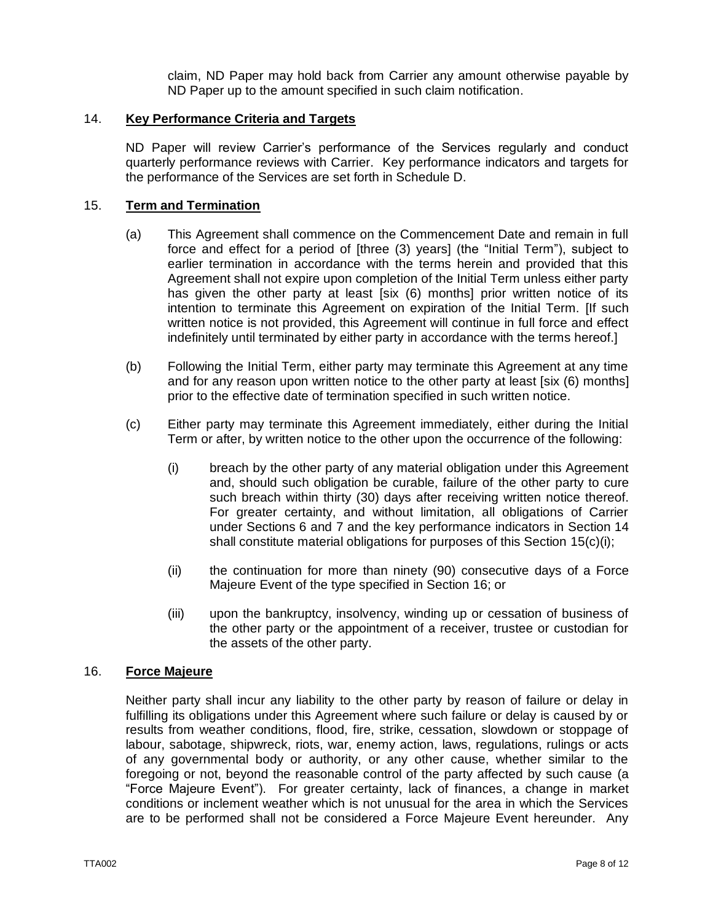claim, ND Paper may hold back from Carrier any amount otherwise payable by ND Paper up to the amount specified in such claim notification.

14. **Key Performance Criteria and Targets**

ND Paper will review Carrier's performance of the Services regularly and conduct quarterly performance reviews with Carrier. Key performance indicators and targets for the performance of the Services are set forth in Schedule D.

15. **Term and Termination**

(a) This Agreement shall commence on the Commencement Date and remain in full force and effect for a period of [three (3) years] (the "Initial Term"), subject to earlier termination in accordance with the terms herein and provided that this Agreement shall not expire upon completion of the Initial Term unless either party has given the other party at least [six (6) months] prior written notice of its intention to terminate this Agreement on expiration of the Initial Term. [If such written notice is not provided, this Agreement will continue in full force and effect indefinitely until terminated by either party in accordance with the terms hereof.]

(b) Following the Initial Term, either party may terminate this Agreement at any time and for any reason upon written notice to the other party at least [six (6) months] prior to the effective date of termination specified in such written notice.

(c) Either party may terminate this Agreement immediately, either during the Initial Term or after, by written notice to the other upon the occurrence of the following:

(i) breach by the other party of any material obligation under this Agreement and, should such obligation be curable, failure of the other party to cure such breach within thirty (30) days after receiving written notice thereof. For greater certainty, and without limitation, all obligations of Carrier under Sections 6 and 7 and the key performance indicators in Section 14 shall constitute material obligations for purposes of this Section 15(c)(i);

(ii) the continuation for more than ninety (90) consecutive days of a Force Majeure Event of the type specified in Section 16; or

(iii) upon the bankruptcy, insolvency, winding up or cessation of business of the other party or the appointment of a receiver, trustee or custodian for the assets of the other party.

16. **Force Majeure**

Neither party shall incur any liability to the other party by reason of failure or delay in fulfilling its obligations under this Agreement where such failure or delay is caused by or results from weather conditions, flood, fire, strike, cessation, slowdown or stoppage of labour, sabotage, shipwreck, riots, war, enemy action, laws, regulations, rulings or acts of any governmental body or authority, or any other cause, whether similar to the foregoing or not, beyond the reasonable control of the party affected by such cause (a "Force Majeure Event"). For greater certainty, lack of finances, a change in market conditions or inclement weather which is not unusual for the area in which the Services are to be performed shall not be considered a Force Majeure Event hereunder. Any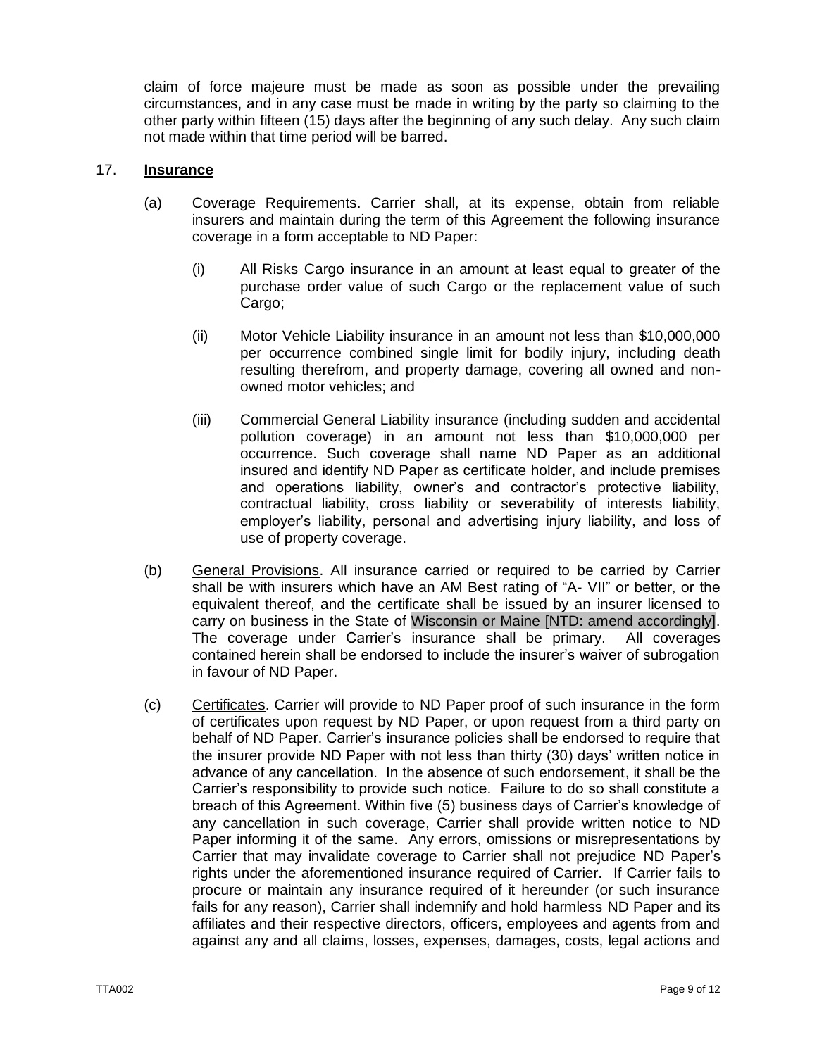claim of force majeure must be made as soon as possible under the prevailing circumstances, and in any case must be made in writing by the party so claiming to the other party within fifteen (15) days after the beginning of any such delay. Any such claim not made within that time period will be barred.

17. **Insurance**

(a) Coverage Requirements. Carrier shall, at its expense, obtain from reliable insurers and maintain during the term of this Agreement the following insurance coverage in a form acceptable to ND Paper:

(i) All Risks Cargo insurance in an amount at least equal to greater of the purchase order value of such Cargo or the replacement value of such Cargo;

(ii) Motor Vehicle Liability insurance in an amount not less than $10,000,000 per occurrence combined single limit for bodily injury, including death resulting therefrom, and property damage, covering all owned and non-owned motor vehicles; and

(iii) Commercial General Liability insurance (including sudden and accidental pollution coverage) in an amount not less than $10,000,000 per occurrence. Such coverage shall name ND Paper as an additional insured and identify ND Paper as certificate holder, and include premises and operations liability, owner's and contractor's protective liability, contractual liability, cross liability or severability of interests liability, employer's liability, personal and advertising injury liability, and loss of use of property coverage.

(b) General Provisions. All insurance carried or required to be carried by Carrier shall be with insurers which have an AM Best rating of "A- VII" or better, or the equivalent thereof, and the certificate shall be issued by an insurer licensed to carry on business in the State of Wisconsin or Maine [NTD: amend accordingly]. The coverage under Carrier's insurance shall be primary. All coverages contained herein shall be endorsed to include the insurer's waiver of subrogation in favour of ND Paper.

(c) Certificates. Carrier will provide to ND Paper proof of such insurance in the form of certificates upon request by ND Paper, or upon request from a third party on behalf of ND Paper. Carrier's insurance policies shall be endorsed to require that the insurer provide ND Paper with not less than thirty (30) days' written notice in advance of any cancellation. In the absence of such endorsement, it shall be the Carrier's responsibility to provide such notice. Failure to do so shall constitute a breach of this Agreement. Within five (5) business days of Carrier's knowledge of any cancellation in such coverage, Carrier shall provide written notice to ND Paper informing it of the same. Any errors, omissions or misrepresentations by Carrier that may invalidate coverage to Carrier shall not prejudice ND Paper's rights under the aforementioned insurance required of Carrier. If Carrier fails to procure or maintain any insurance required of it hereunder (or such insurance fails for any reason), Carrier shall indemnify and hold harmless ND Paper and its affiliates and their respective directors, officers, employees and agents from and against any and all claims, losses, expenses, damages, costs, legal actions and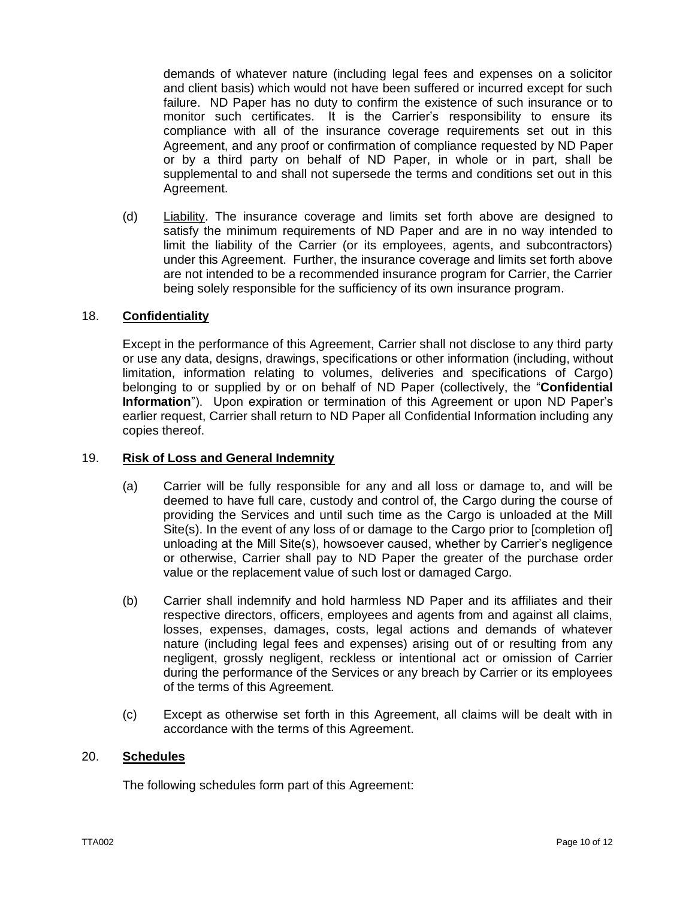demands of whatever nature (including legal fees and expenses on a solicitor and client basis) which would not have been suffered or incurred except for such failure. ND Paper has no duty to confirm the existence of such insurance or to monitor such certificates. It is the Carrier's responsibility to ensure its compliance with all of the insurance coverage requirements set out in this Agreement, and any proof or confirmation of compliance requested by ND Paper or by a third party on behalf of ND Paper, in whole or in part, shall be supplemental to and shall not supersede the terms and conditions set out in this Agreement.

(d) Liability. The insurance coverage and limits set forth above are designed to satisfy the minimum requirements of ND Paper and are in no way intended to limit the liability of the Carrier (or its employees, agents, and subcontractors) under this Agreement. Further, the insurance coverage and limits set forth above are not intended to be a recommended insurance program for Carrier, the Carrier being solely responsible for the sufficiency of its own insurance program.

## 18. Confidentiality

Except in the performance of this Agreement, Carrier shall not disclose to any third party or use any data, designs, drawings, specifications or other information (including, without limitation, information relating to volumes, deliveries and specifications of Cargo) belonging to or supplied by or on behalf of ND Paper (collectively, the "**Confidential Information**"). Upon expiration or termination of this Agreement or upon ND Paper's earlier request, Carrier shall return to ND Paper all Confidential Information including any copies thereof.

## 19. Risk of Loss and General Indemnity

(a) Carrier will be fully responsible for any and all loss or damage to, and will be deemed to have full care, custody and control of, the Cargo during the course of providing the Services and until such time as the Cargo is unloaded at the Mill Site(s). In the event of any loss of or damage to the Cargo prior to [completion of] unloading at the Mill Site(s), howsoever caused, whether by Carrier's negligence or otherwise, Carrier shall pay to ND Paper the greater of the purchase order value or the replacement value of such lost or damaged Cargo.

(b) Carrier shall indemnify and hold harmless ND Paper and its affiliates and their respective directors, officers, employees and agents from and against all claims, losses, expenses, damages, costs, legal actions and demands of whatever nature (including legal fees and expenses) arising out of or resulting from any negligent, grossly negligent, reckless or intentional act or omission of Carrier during the performance of the Services or any breach by Carrier or its employees of the terms of this Agreement.

(c) Except as otherwise set forth in this Agreement, all claims will be dealt with in accordance with the terms of this Agreement.

## 20. Schedules

The following schedules form part of this Agreement: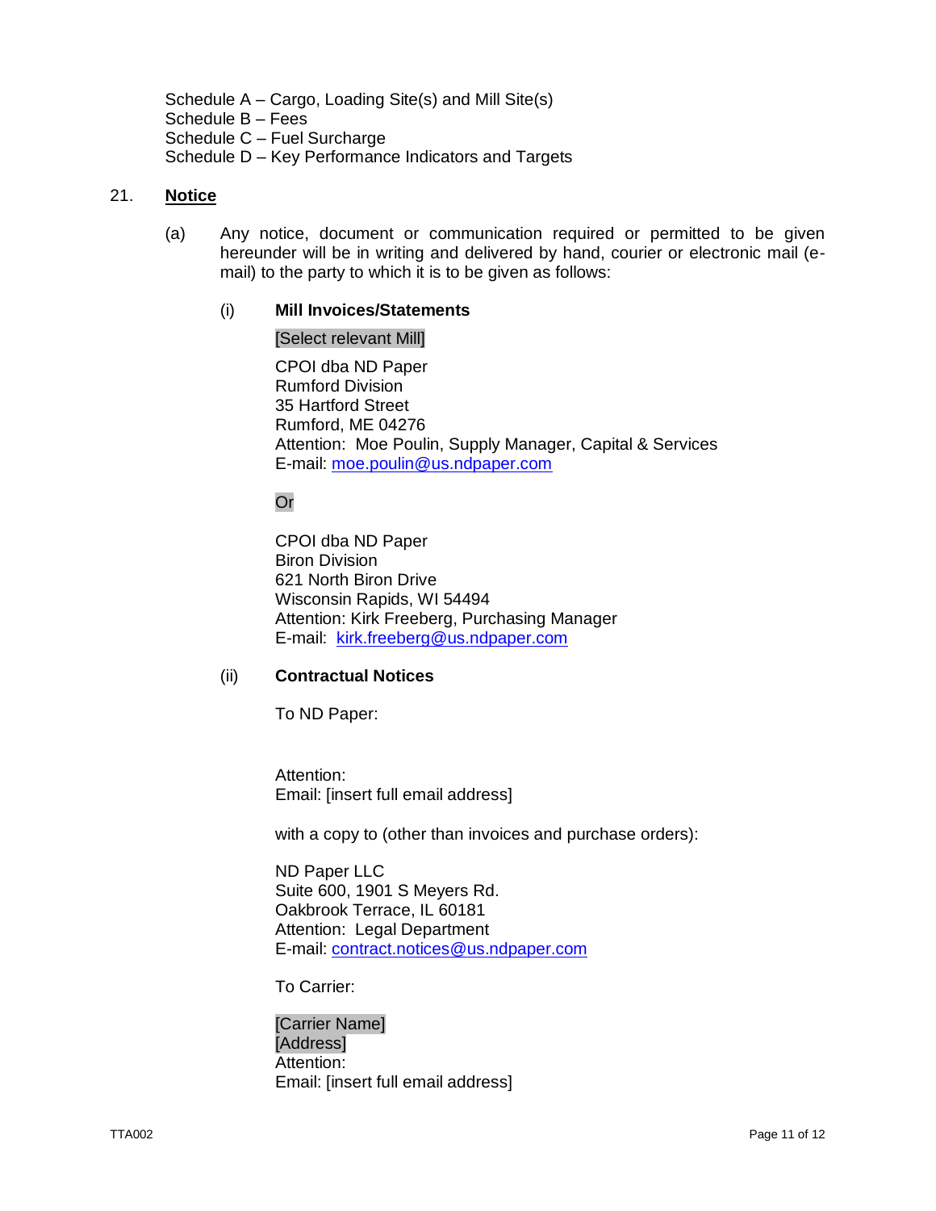Schedule A – Cargo, Loading Site(s) and Mill Site(s)
Schedule B – Fees
Schedule C – Fuel Surcharge
Schedule D – Key Performance Indicators and Targets

21. **Notice**

(a) Any notice, document or communication required or permitted to be given hereunder will be in writing and delivered by hand, courier or electronic mail (e-mail) to the party to which it is to be given as follows:

(i) **Mill Invoices/Statements**

[Select relevant Mill]

CPOI dba ND Paper
Rumford Division
35 Hartford Street
Rumford, ME 04276
Attention: Moe Poulin, Supply Manager, Capital & Services
E-mail: moe.poulin@us.ndpaper.com

Or

CPOI dba ND Paper
Biron Division
621 North Biron Drive
Wisconsin Rapids, WI 54494
Attention: Kirk Freeberg, Purchasing Manager
E-mail: kirk.freeberg@us.ndpaper.com

(ii) **Contractual Notices**

To ND Paper:

Attention:
Email: [insert full email address]

with a copy to (other than invoices and purchase orders):

ND Paper LLC
Suite 600, 1901 S Meyers Rd.
Oakbrook Terrace, IL 60181
Attention: Legal Department
E-mail: contract.notices@us.ndpaper.com

To Carrier:

[Carrier Name]
[Address]
Attention:
Email: [insert full email address]

TTA002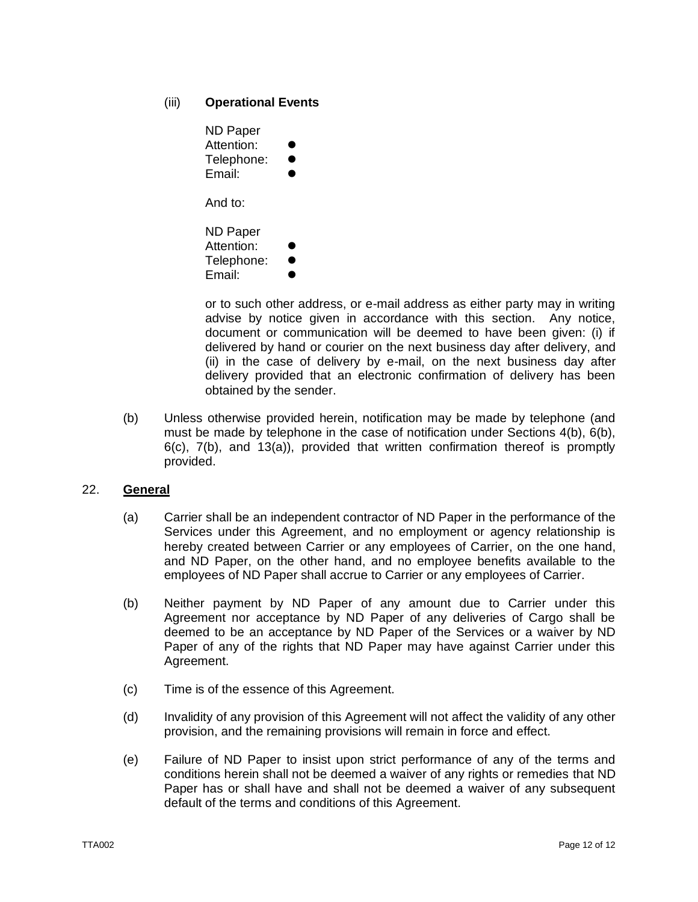(iii) **Operational Events**

ND Paper
Attention: ●
Telephone: ●
Email: ●

And to:

ND Paper
Attention: ●
Telephone: ●
Email: ●

or to such other address, or e-mail address as either party may in writing advise by notice given in accordance with this section. Any notice, document or communication will be deemed to have been given: (i) if delivered by hand or courier on the next business day after delivery, and (ii) in the case of delivery by e-mail, on the next business day after delivery provided that an electronic confirmation of delivery has been obtained by the sender.

(b) Unless otherwise provided herein, notification may be made by telephone (and must be made by telephone in the case of notification under Sections 4(b), 6(b), 6(c), 7(b), and 13(a)), provided that written confirmation thereof is promptly provided.

22. **General**

(a) Carrier shall be an independent contractor of ND Paper in the performance of the Services under this Agreement, and no employment or agency relationship is hereby created between Carrier or any employees of Carrier, on the one hand, and ND Paper, on the other hand, and no employee benefits available to the employees of ND Paper shall accrue to Carrier or any employees of Carrier.

(b) Neither payment by ND Paper of any amount due to Carrier under this Agreement nor acceptance by ND Paper of any deliveries of Cargo shall be deemed to be an acceptance by ND Paper of the Services or a waiver by ND Paper of any of the rights that ND Paper may have against Carrier under this Agreement.

(c) Time is of the essence of this Agreement.

(d) Invalidity of any provision of this Agreement will not affect the validity of any other provision, and the remaining provisions will remain in force and effect.

(e) Failure of ND Paper to insist upon strict performance of any of the terms and conditions herein shall not be deemed a waiver of any rights or remedies that ND Paper has or shall have and shall not be deemed a waiver of any subsequent default of the terms and conditions of this Agreement.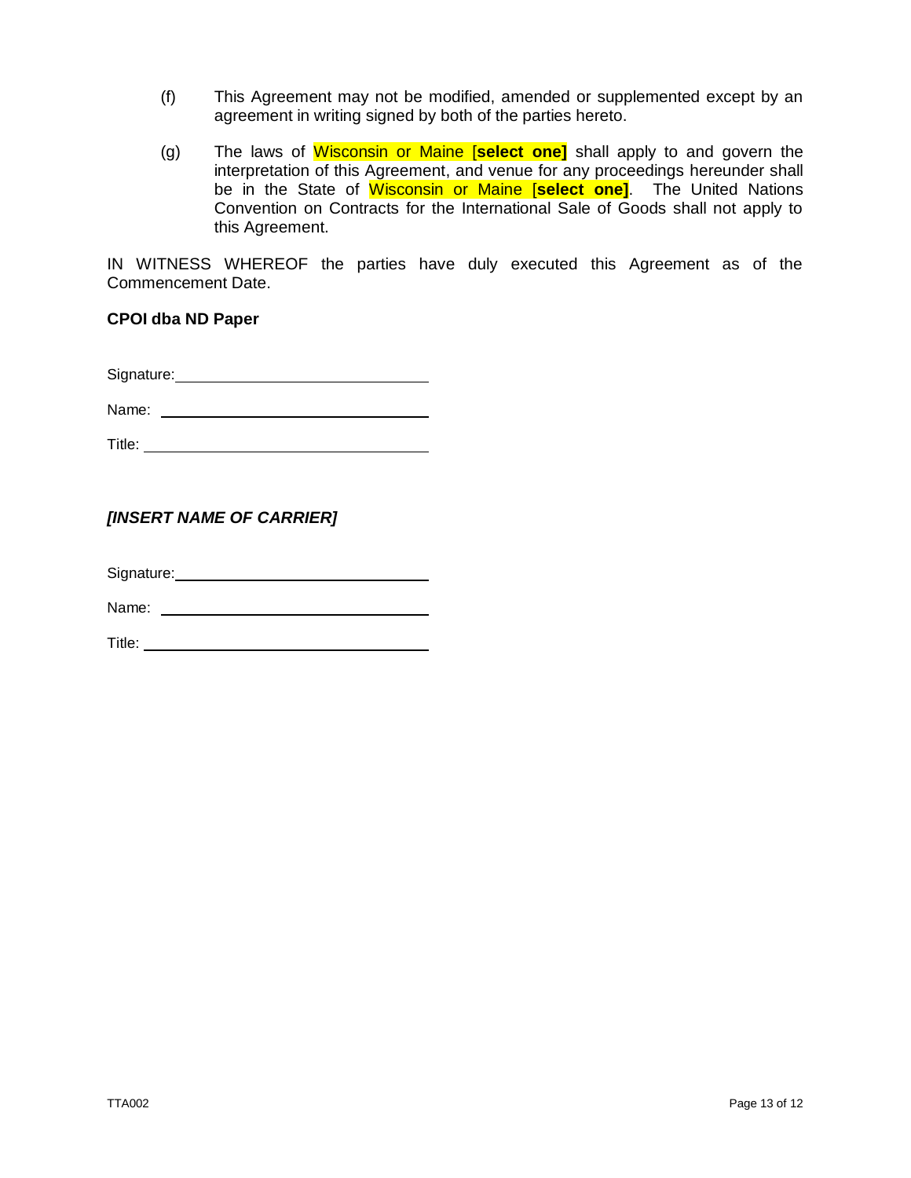(f) This Agreement may not be modified, amended or supplemented except by an agreement in writing signed by both of the parties hereto.

(g) The laws of Wisconsin or Maine [**select one]** shall apply to and govern the interpretation of this Agreement, and venue for any proceedings hereunder shall be in the State of Wisconsin or Maine [**select one]**. The United Nations Convention on Contracts for the International Sale of Goods shall not apply to this Agreement.

IN WITNESS WHEREOF the parties have duly executed this Agreement as of the Commencement Date.

**CPOI dba ND Paper**

Signature: ______________________________

Name: ______________________________

Title: ______________________________

***[INSERT NAME OF CARRIER]***

Signature: ______________________________

Name: ______________________________

Title: ______________________________

TTA002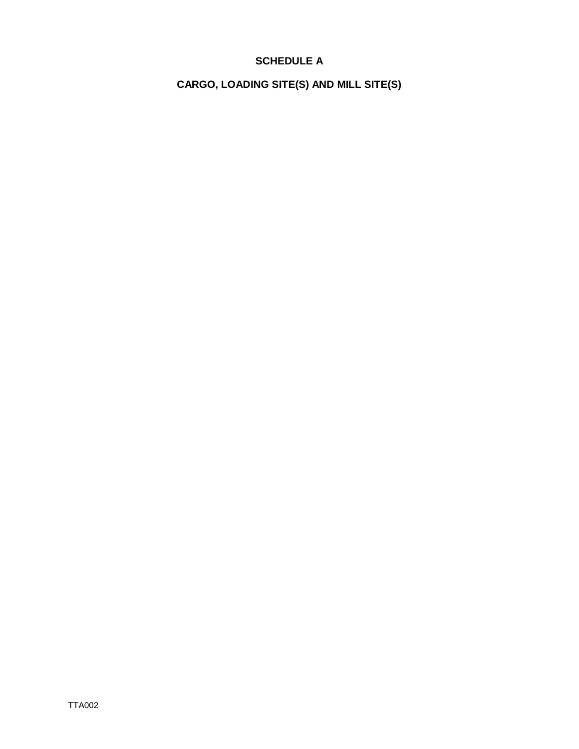# SCHEDULE A

## CARGO, LOADING SITE(S) AND MILL SITE(S)

TTA002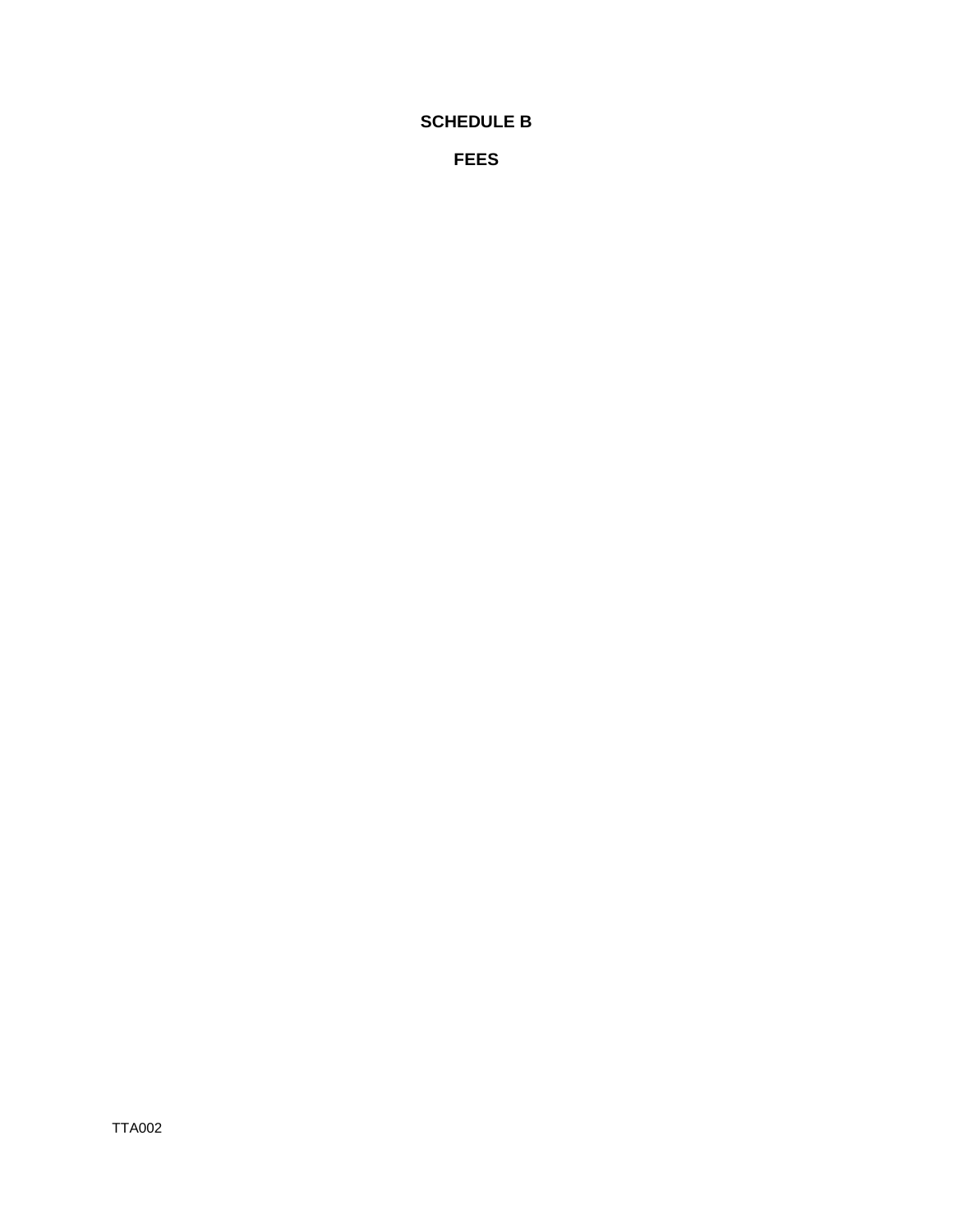# SCHEDULE B

## FEES

TTA002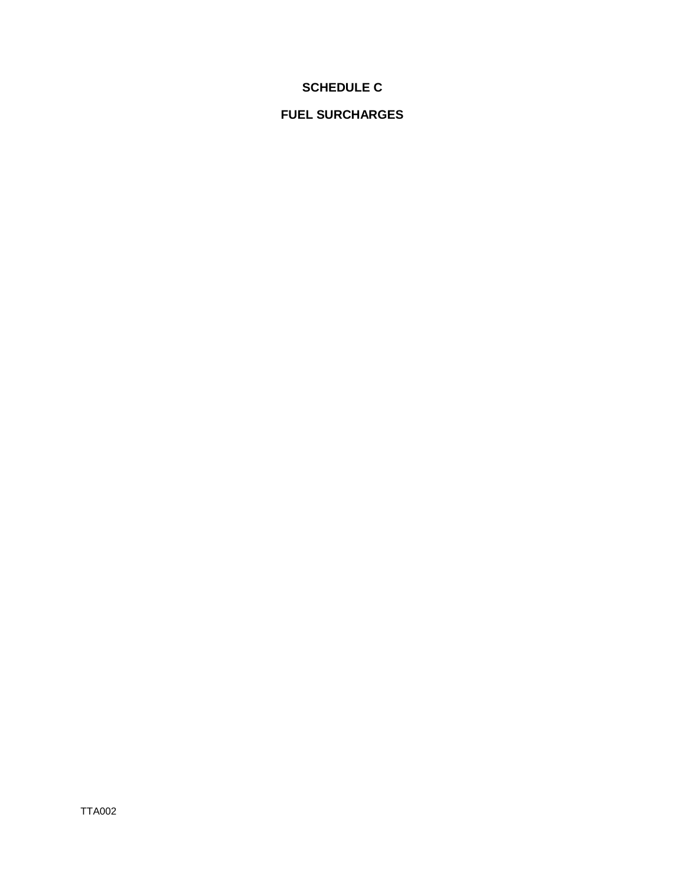# SCHEDULE C

# FUEL SURCHARGES

TTA002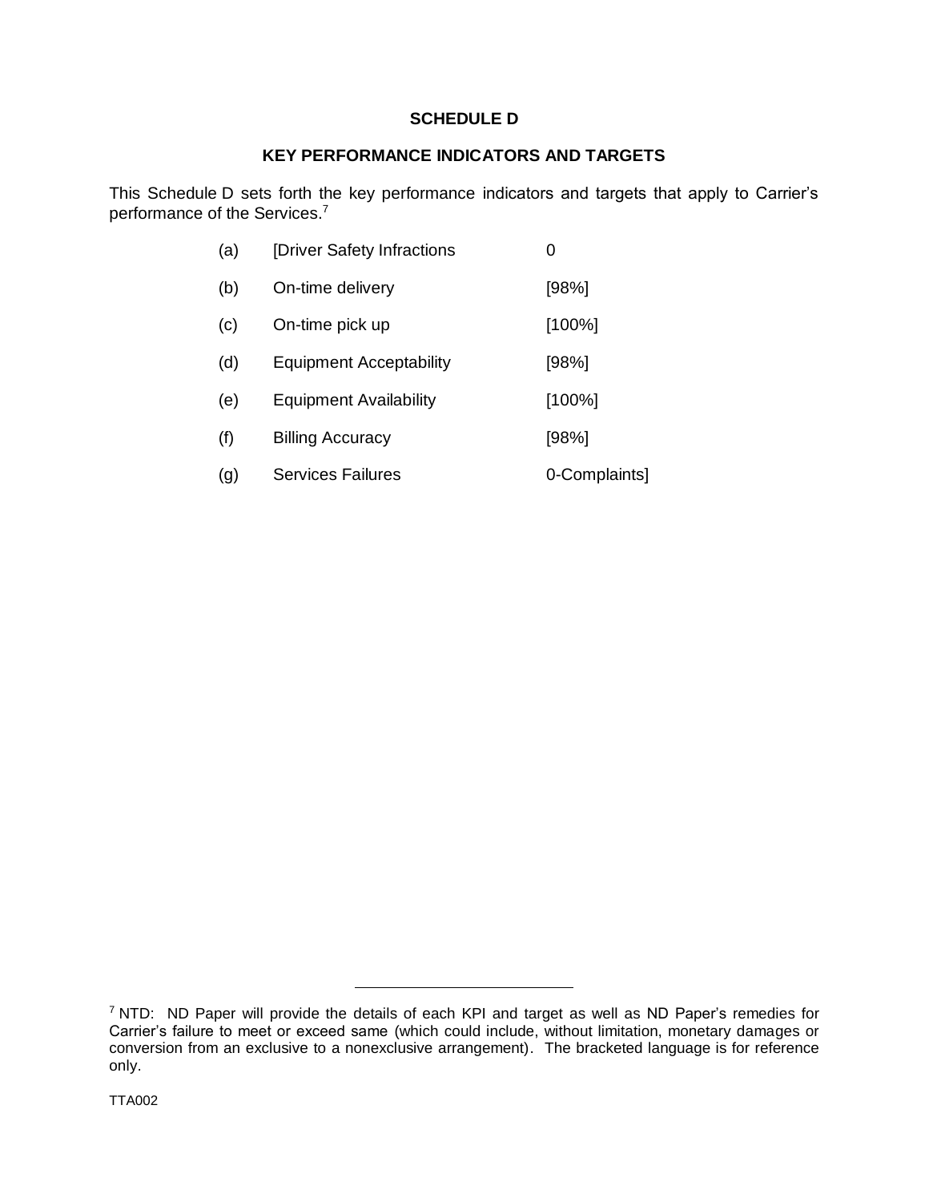**SCHEDULE D**

**KEY PERFORMANCE INDICATORS AND TARGETS**

This Schedule D sets forth the key performance indicators and targets that apply to Carrier's performance of the Services.[7]

| | | |
|---|---|---|
| (a) | [Driver Safety Infractions | 0 |
| (b) | On-time delivery | [98%] |
| (c) | On-time pick up | [100%] |
| (d) | Equipment Acceptability | [98%] |
| (e) | Equipment Availability | [100%] |
| (f) | Billing Accuracy | [98%] |
| (g) | Services Failures | 0-Complaints] |

---

[7] NTD: ND Paper will provide the details of each KPI and target as well as ND Paper's remedies for Carrier's failure to meet or exceed same (which could include, without limitation, monetary damages or conversion from an exclusive to a nonexclusive arrangement). The bracketed language is for reference only.

TTA002